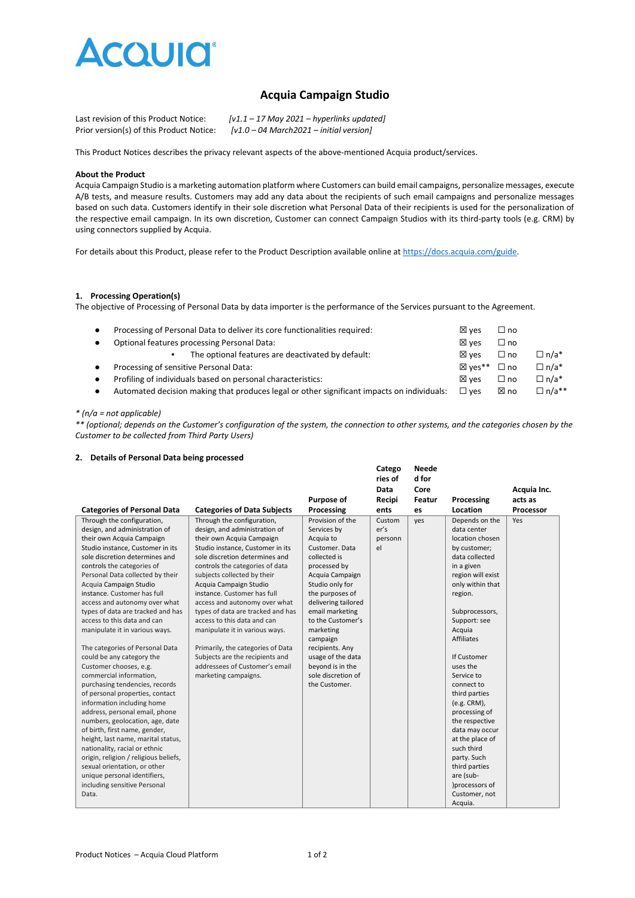# Acquia Campaign Studio

Last revision of this Product Notice: *[v1.1 – 17 May 2021 – hyperlinks updated]*
Prior version(s) of this Product Notice: *[v1.0 – 04 March2021 – initial version]*

This Product Notices describes the privacy relevant aspects of the above-mentioned Acquia product/services.

**About the Product**

Acquia Campaign Studio is a marketing automation platform where Customers can build email campaigns, personalize messages, execute A/B tests, and measure results. Customers may add any data about the recipients of such email campaigns and personalize messages based on such data. Customers identify in their sole discretion what Personal Data of their recipients is used for the personalization of the respective email campaign. In its own discretion, Customer can connect Campaign Studios with its third-party tools (e.g. CRM) by using connectors supplied by Acquia.

For details about this Product, please refer to the Product Description available online at https://docs.acquia.com/guide.

## 1. Processing Operation(s)

The objective of Processing of Personal Data by data importer is the performance of the Services pursuant to the Agreement.

- Processing of Personal Data to deliver its core functionalities required: ☒ yes ☐ no
- Optional features processing Personal Data: ☒ yes ☐ no
  - The optional features are deactivated by default: ☒ yes ☐ no ☐ n/a*
- Processing of sensitive Personal Data: ☒ yes** ☐ no ☐ n/a*
- Profiling of individuals based on personal characteristics: ☒ yes ☐ no ☐ n/a*
- Automated decision making that produces legal or other significant impacts on individuals: ☐ yes ☒ no ☐ n/a**

*\* (n/a = not applicable)*

*\*\* (optional; depends on the Customer's configuration of the system, the connection to other systems, and the categories chosen by the Customer to be collected from Third Party Users)*

## 2. Details of Personal Data being processed

| Categories of Personal Data | Categories of Data Subjects | Purpose of Processing | Categories of Data Recipients | Needed for Core Features | Processing Location | Acquia Inc. acts as Processor |
|---|---|---|---|---|---|---|
| Through the configuration, design, and administration of their own Acquia Campaign Studio instance, Customer in its sole discretion determines and controls the categories of Personal Data collected by their Acquia Campaign Studio instance. Customer has full access and autonomy over what types of data are tracked and has access to this data and can manipulate it in various ways.<br><br>The categories of Personal Data could be any category the Customer chooses, e.g. commercial information, purchasing tendencies, records of personal properties, contact information including home address, personal email, phone numbers, geolocation, age, date of birth, first name, gender, height, last name, marital status, nationality, racial or ethnic origin, religion / religious beliefs, sexual orientation, or other unique personal identifiers, including sensitive Personal Data. | Through the configuration, design, and administration of their own Acquia Campaign Studio instance, Customer in its sole discretion determines and controls the categories of data subjects collected by their Acquia Campaign Studio instance. Customer has full access and autonomy over what types of data are tracked and has access to this data and can manipulate it in various ways.<br><br>Primarily, the categories of Data Subjects are the recipients and addressees of Customer's email marketing campaigns. | Provision of the Services by Acquia to Customer. Data collected is processed by Acquia Campaign Studio only for the purposes of delivering tailored email marketing to the Customer's marketing campaign recipients. Any usage of the data beyond is in the sole discretion of the Customer. | Customer's personnel | yes | Depends on the data center location chosen by customer; data collected in a given region will exist only within that region.<br><br>Subprocessors, Support: see Acquia Affiliates<br><br>If Customer uses the Service to connect to third parties (e.g. CRM), processing of the respective data may occur at the place of such third party. Such third parties are (sub-)processors of Customer, not Acquia. | Yes |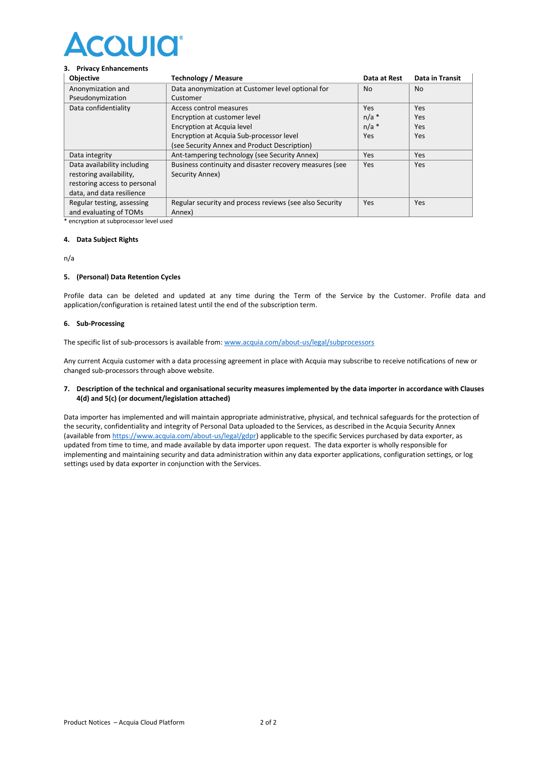### 3. Privacy Enhancements

| Objective | Technology / Measure | Data at Rest | Data in Transit |
|---|---|---|---|
| Anonymization and Pseudonymization | Data anonymization at Customer level optional for Customer | No | No |
| Data confidentiality | Access control measures<br>Encryption at customer level<br>Encryption at Acquia level<br>Encryption at Acquia Sub-processor level<br>(see Security Annex and Product Description) | Yes<br>n/a *<br>n/a *<br>Yes | Yes<br>Yes<br>Yes<br>Yes |
| Data integrity | Ant-tampering technology (see Security Annex) | Yes | Yes |
| Data availability including restoring availability, restoring access to personal data, and data resilience | Business continuity and disaster recovery measures (see Security Annex) | Yes | Yes |
| Regular testing, assessing and evaluating of TOMs | Regular security and process reviews (see also Security Annex) | Yes | Yes |

* encryption at subprocessor level used

### 4. Data Subject Rights

n/a

### 5. (Personal) Data Retention Cycles

Profile data can be deleted and updated at any time during the Term of the Service by the Customer. Profile data and application/configuration is retained latest until the end of the subscription term.

### 6. Sub-Processing

The specific list of sub-processors is available from: [www.acquia.com/about-us/legal/subprocessors](www.acquia.com/about-us/legal/subprocessors)

Any current Acquia customer with a data processing agreement in place with Acquia may subscribe to receive notifications of new or changed sub-processors through above website.

### 7. Description of the technical and organisational security measures implemented by the data importer in accordance with Clauses 4(d) and 5(c) (or document/legislation attached)

Data importer has implemented and will maintain appropriate administrative, physical, and technical safeguards for the protection of the security, confidentiality and integrity of Personal Data uploaded to the Services, as described in the Acquia Security Annex (available from [https://www.acquia.com/about-us/legal/gdpr](https://www.acquia.com/about-us/legal/gdpr)) applicable to the specific Services purchased by data exporter, as updated from time to time, and made available by data importer upon request. The data exporter is wholly responsible for implementing and maintaining security and data administration within any data exporter applications, configuration settings, or log settings used by data exporter in conjunction with the Services.